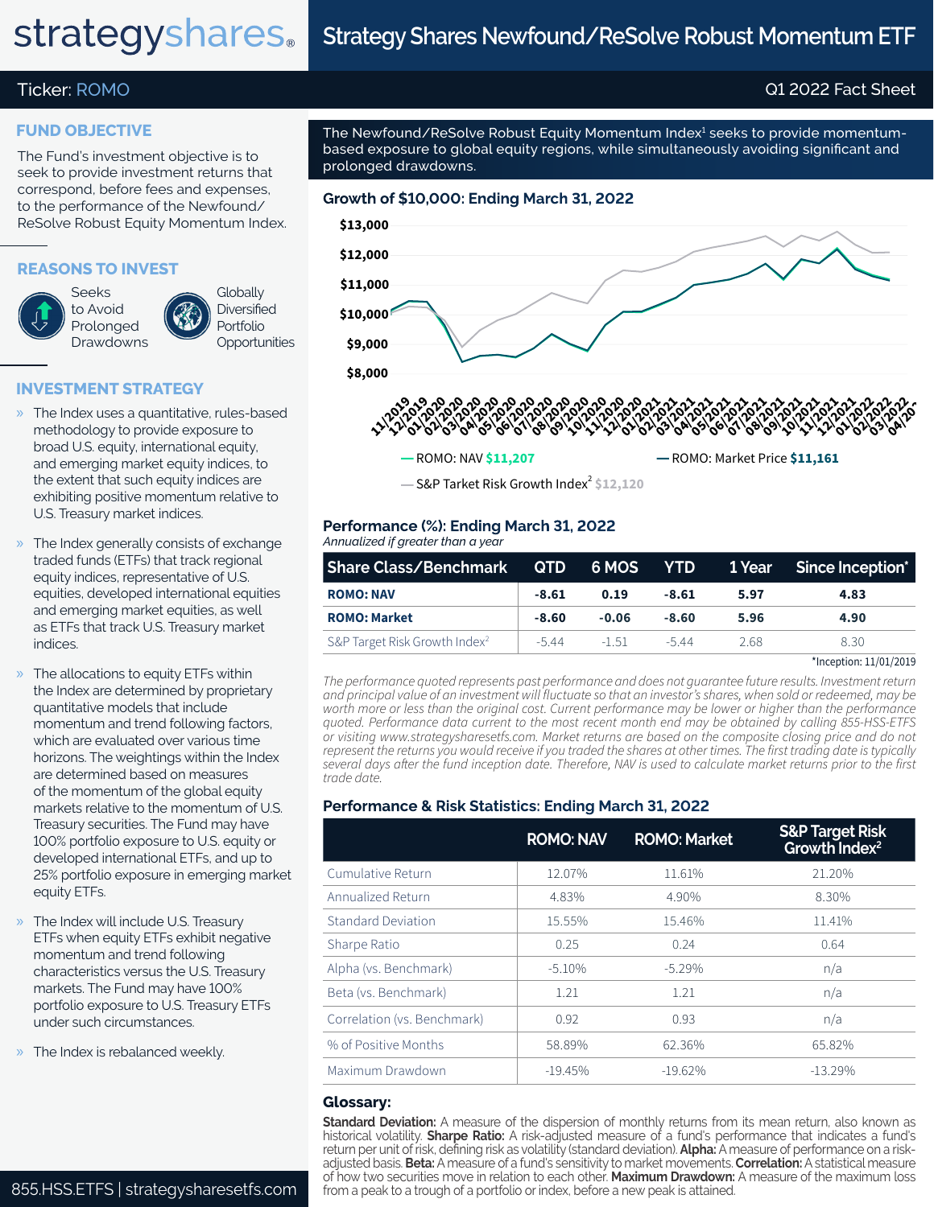# Strategy Shares Newfound/ReSolve Robust Momentum ETF

Ticker: ROMO

Q1 2022 Fact Sheet

## FUND OBJECTIVE

The Fund's investment objective is to seek to provide investment returns that correspond, before fees and expenses, to the performance of the Newfound/ReSolve Robust Equity Momentum Index.

## REASONS TO INVEST

- Seeks to Avoid Prolonged Drawdowns
- Globally Diversified Portfolio Opportunities

## INVESTMENT STRATEGY

- The Index uses a quantitative, rules-based methodology to provide exposure to broad U.S. equity, international equity, and emerging market equity indices, to the extent that such equity indices are exhibiting positive momentum relative to U.S. Treasury market indices.
- The Index generally consists of exchange traded funds (ETFs) that track regional equity indices, representative of U.S. equities, developed international equities and emerging market equities, as well as ETFs that track U.S. Treasury market indices.
- The allocations to equity ETFs within the Index are determined by proprietary quantitative models that include momentum and trend following factors, which are evaluated over various time horizons. The weightings within the Index are determined based on measures of the momentum of the global equity markets relative to the momentum of U.S. Treasury securities. The Fund may have 100% portfolio exposure to U.S. equity or developed international ETFs, and up to 25% portfolio exposure in emerging market equity ETFs.
- The Index will include U.S. Treasury ETFs when equity ETFs exhibit negative momentum and trend following characteristics versus the U.S. Treasury markets. The Fund may have 100% portfolio exposure to U.S. Treasury ETFs under such circumstances.
- The Index is rebalanced weekly.

The Newfound/ReSolve Robust Equity Momentum Index[1] seeks to provide momentum-based exposure to global equity regions, while simultaneously avoiding significant and prolonged drawdowns.

## Growth of $10,000: Ending March 31, 2022

- ROMO: NAV $11,207
- ROMO: Market Price $11,161
- S&P Tarket Risk Growth Index[2] $12,120

## Performance (%): Ending March 31, 2022

*Annualized if greater than a year*

| Share Class/Benchmark | QTD | 6 MOS | YTD | 1 Year | Since Inception* |
|---|---|---|---|---|---|
| **ROMO: NAV** | **-8.61** | **0.19** | **-8.61** | **5.97** | **4.83** |
| **ROMO: Market** | **-8.60** | **-0.06** | **-8.60** | **5.96** | **4.90** |
| S&P Target Risk Growth Index[2] | -5.44 | -1.51 | -5.44 | 2.68 | 8.30 |

*Inception: 11/01/2019

*The performance quoted represents past performance and does not guarantee future results. Investment return and principal value of an investment will fluctuate so that an investor's shares, when sold or redeemed, may be worth more or less than the original cost. Current performance may be lower or higher than the performance quoted. Performance data current to the most recent month end may be obtained by calling 855-HSS-ETFS or visiting www.strategysharesetfs.com. Market returns are based on the composite closing price and do not represent the returns you would receive if you traded the shares at other times. The first trading date is typically several days after the fund inception date. Therefore, NAV is used to calculate market returns prior to the first trade date.*

## Performance & Risk Statistics: Ending March 31, 2022

| | ROMO: NAV | ROMO: Market | S&P Target Risk Growth Index[2] |
|---|---|---|---|
| Cumulative Return | 12.07% | 11.61% | 21.20% |
| Annualized Return | 4.83% | 4.90% | 8.30% |
| Standard Deviation | 15.55% | 15.46% | 11.41% |
| Sharpe Ratio | 0.25 | 0.24 | 0.64 |
| Alpha (vs. Benchmark) | -5.10% | -5.29% | n/a |
| Beta (vs. Benchmark) | 1.21 | 1.21 | n/a |
| Correlation (vs. Benchmark) | 0.92 | 0.93 | n/a |
| % of Positive Months | 58.89% | 62.36% | 65.82% |
| Maximum Drawdown | -19.45% | -19.62% | -13.29% |

## Glossary:

**Standard Deviation:** A measure of the dispersion of monthly returns from its mean return, also known as historical volatility. **Sharpe Ratio:** A risk-adjusted measure of a fund's performance that indicates a fund's return per unit of risk, defining risk as volatility (standard deviation). **Alpha:** A measure of performance on a risk-adjusted basis. **Beta:** A measure of a fund's sensitivity to market movements. **Correlation:** A statistical measure of how two securities move in relation to each other. **Maximum Drawdown:** A measure of the maximum loss from a peak to a trough of a portfolio or index, before a new peak is attained.

855.HSS.ETFS | strategysharesetfs.com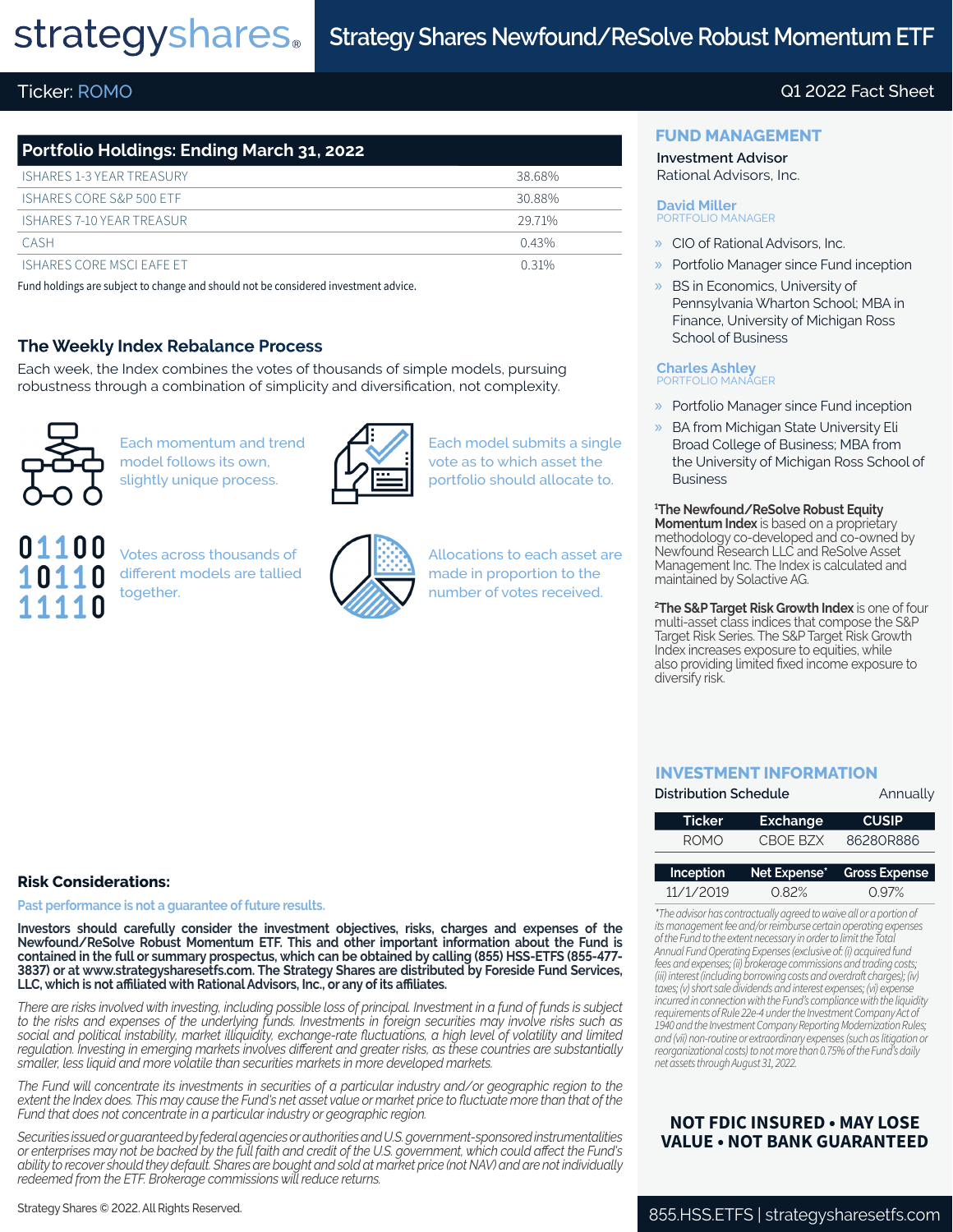# Strategy Shares Newfound/ReSolve Robust Momentum ETF

Ticker: ROMO

Q1 2022 Fact Sheet

| Portfolio Holdings: Ending March 31, 2022 | |
|---|---|
| ISHARES 1-3 YEAR TREASURY | 38.68% |
| ISHARES CORE S&P 500 ETF | 30.88% |
| ISHARES 7-10 YEAR TREASUR | 29.71% |
| CASH | 0.43% |
| ISHARES CORE MSCI EAFE ET | 0.31% |

Fund holdings are subject to change and should not be considered investment advice.

## The Weekly Index Rebalance Process

Each week, the Index combines the votes of thousands of simple models, pursuing robustness through a combination of simplicity and diversification, not complexity.

Each momentum and trend model follows its own, slightly unique process.

Each model submits a single vote as to which asset the portfolio should allocate to.

01100
10110
11110

Votes across thousands of different models are tallied together.

Allocations to each asset are made in proportion to the number of votes received.

## FUND MANAGEMENT

Investment Advisor
Rational Advisors, Inc.

**David Miller**
PORTFOLIO MANAGER

- CIO of Rational Advisors, Inc.
- Portfolio Manager since Fund inception
- BS in Economics, University of Pennsylvania Wharton School; MBA in Finance, University of Michigan Ross School of Business

**Charles Ashley**
PORTFOLIO MANAGER

- Portfolio Manager since Fund inception
- BA from Michigan State University Eli Broad College of Business; MBA from the University of Michigan Ross School of Business

[1]**The Newfound/ReSolve Robust Equity Momentum Index** is based on a proprietary methodology co-developed and co-owned by Newfound Research LLC and ReSolve Asset Management Inc. The Index is calculated and maintained by Solactive AG.

[2]**The S&P Target Risk Growth Index** is one of four multi-asset class indices that compose the S&P Target Risk Series. The S&P Target Risk Growth Index increases exposure to equities, while also providing limited fixed income exposure to diversify risk.

## INVESTMENT INFORMATION

Distribution Schedule: Annually

| Ticker | Exchange | CUSIP |
|---|---|---|
| ROMO | CBOE BZX | 86280R886 |

| Inception | Net Expense* | Gross Expense |
|---|---|---|
| 11/1/2019 | 0.82% | 0.97% |

*The advisor has contractually agreed to waive all or a portion of its management fee and/or reimburse certain operating expenses of the Fund to the extent necessary in order to limit the Total Annual Fund Operating Expenses (exclusive of: (i) acquired fund fees and expenses; (ii) brokerage commissions and trading costs; (iii) interest (including borrowing costs and overdraft charges); (iv) taxes; (v) short sale dividends and interest expenses; (vi) expense incurred in connection with the Fund's compliance with the liquidity requirements of Rule 22e-4 under the Investment Company Act of 1940 and the Investment Company Reporting Modernization Rules; and (vii) non-routine or extraordinary expenses (such as litigation or reorganizational costs) to not more than 0.75% of the Fund's daily net assets through August 31, 2022.*

**NOT FDIC INSURED • MAY LOSE VALUE • NOT BANK GUARANTEED**

### Risk Considerations:

Past performance is not a guarantee of future results.

**Investors should carefully consider the investment objectives, risks, charges and expenses of the Newfound/ReSolve Robust Momentum ETF. This and other important information about the Fund is contained in the full or summary prospectus, which can be obtained by calling (855) HSS-ETFS (855-477-3837) or at www.strategysharesetfs.com. The Strategy Shares are distributed by Foreside Fund Services, LLC, which is not affiliated with Rational Advisors, Inc., or any of its affiliates.**

*There are risks involved with investing, including possible loss of principal. Investment in a fund of funds is subject to the risks and expenses of the underlying funds. Investments in foreign securities may involve risks such as social and political instability, market illiquidity, exchange-rate fluctuations, a high level of volatility and limited regulation. Investing in emerging markets involves different and greater risks, as these countries are substantially smaller, less liquid and more volatile than securities markets in more developed markets.*

*The Fund will concentrate its investments in securities of a particular industry and/or geographic region to the extent the Index does. This may cause the Fund's net asset value or market price to fluctuate more than that of the Fund that does not concentrate in a particular industry or geographic region.*

*Securities issued or guaranteed by federal agencies or authorities and U.S. government-sponsored instrumentalities or enterprises may not be backed by the full faith and credit of the U.S. government, which could affect the Fund's ability to recover should they default. Shares are bought and sold at market price (not NAV) and are not individually redeemed from the ETF. Brokerage commissions will reduce returns.*

Strategy Shares © 2022. All Rights Reserved.

855.HSS.ETFS | strategysharesetfs.com